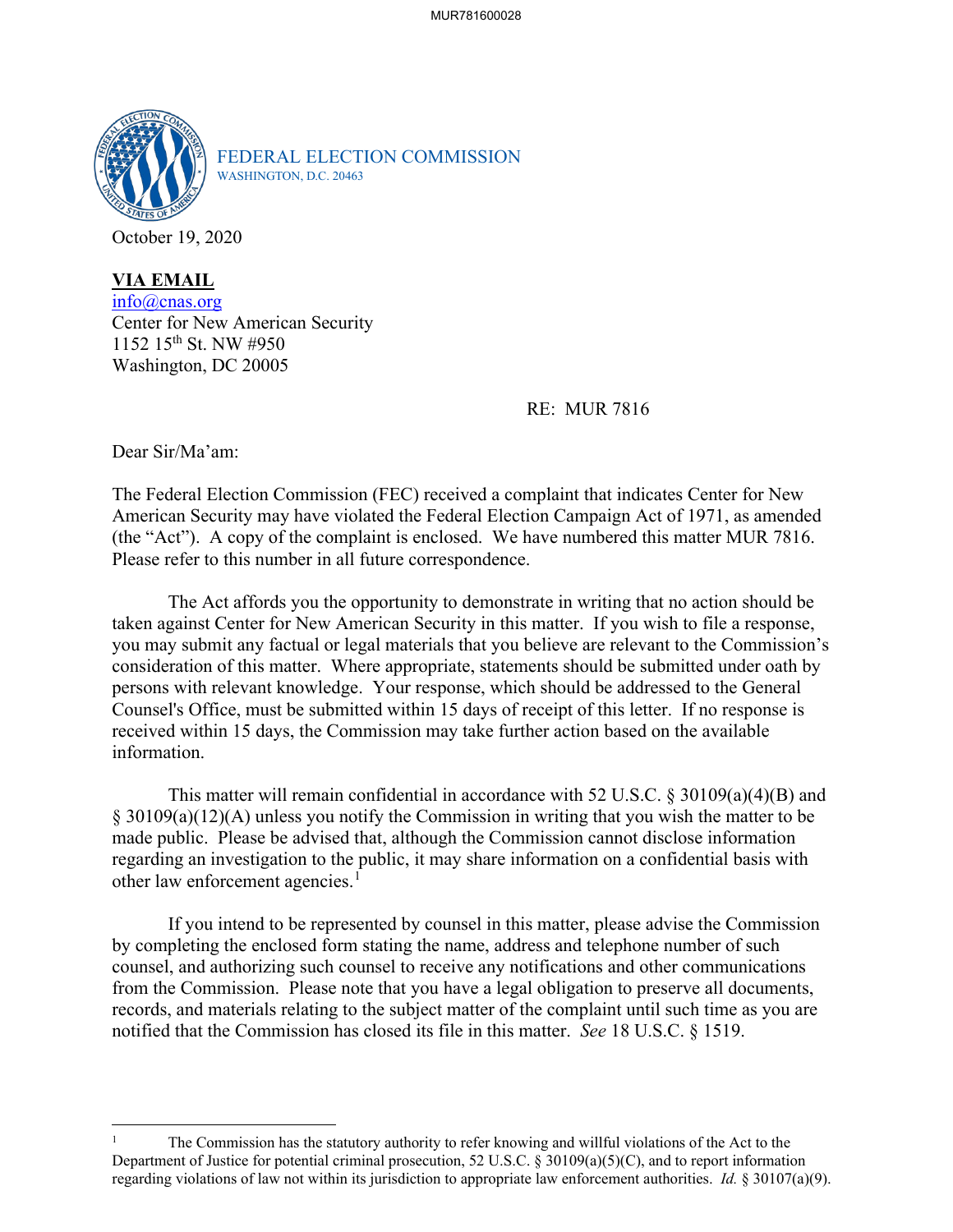FEDERAL ELECTION COMMISSION
WASHINGTON, D.C. 20463

October 19, 2020

**VIA EMAIL**
info@cnas.org
Center for New American Security
1152 15th St. NW #950
Washington, DC 20005

RE: MUR 7816

Dear Sir/Ma'am:

The Federal Election Commission (FEC) received a complaint that indicates Center for New American Security may have violated the Federal Election Campaign Act of 1971, as amended (the "Act"). A copy of the complaint is enclosed. We have numbered this matter MUR 7816. Please refer to this number in all future correspondence.

The Act affords you the opportunity to demonstrate in writing that no action should be taken against Center for New American Security in this matter. If you wish to file a response, you may submit any factual or legal materials that you believe are relevant to the Commission's consideration of this matter. Where appropriate, statements should be submitted under oath by persons with relevant knowledge. Your response, which should be addressed to the General Counsel's Office, must be submitted within 15 days of receipt of this letter. If no response is received within 15 days, the Commission may take further action based on the available information.

This matter will remain confidential in accordance with 52 U.S.C. § 30109(a)(4)(B) and § 30109(a)(12)(A) unless you notify the Commission in writing that you wish the matter to be made public. Please be advised that, although the Commission cannot disclose information regarding an investigation to the public, it may share information on a confidential basis with other law enforcement agencies.[1]

If you intend to be represented by counsel in this matter, please advise the Commission by completing the enclosed form stating the name, address and telephone number of such counsel, and authorizing such counsel to receive any notifications and other communications from the Commission. Please note that you have a legal obligation to preserve all documents, records, and materials relating to the subject matter of the complaint until such time as you are notified that the Commission has closed its file in this matter. *See* 18 U.S.C. § 1519.

---

[1] The Commission has the statutory authority to refer knowing and willful violations of the Act to the Department of Justice for potential criminal prosecution, 52 U.S.C. § 30109(a)(5)(C), and to report information regarding violations of law not within its jurisdiction to appropriate law enforcement authorities. *Id.* § 30107(a)(9).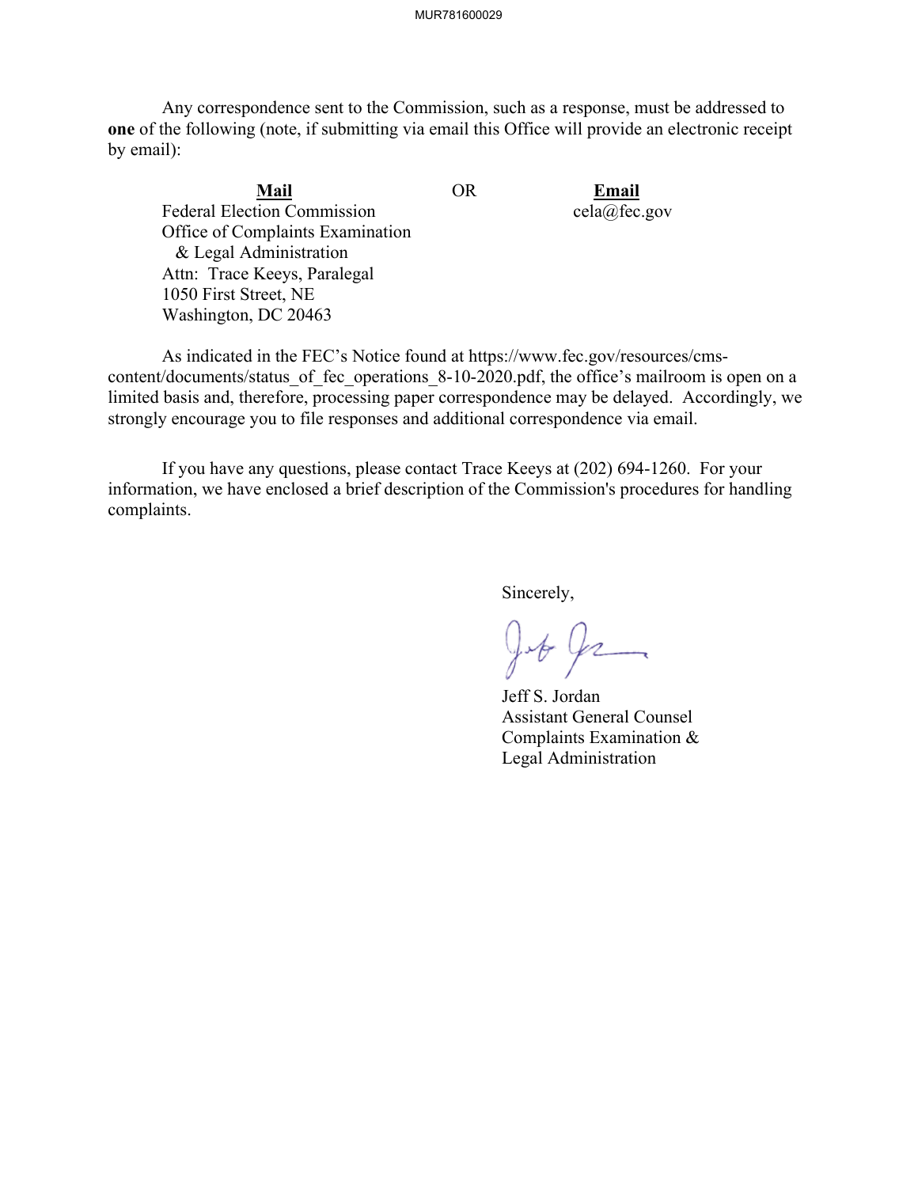Any correspondence sent to the Commission, such as a response, must be addressed to **one** of the following (note, if submitting via email this Office will provide an electronic receipt by email):

| **Mail** | OR | **Email** |
|---|---|---|
| Federal Election Commission<br>Office of Complaints Examination<br>& Legal Administration<br>Attn: Trace Keeys, Paralegal<br>1050 First Street, NE<br>Washington, DC 20463 | | cela@fec.gov |

As indicated in the FEC's Notice found at https://www.fec.gov/resources/cms-content/documents/status_of_fec_operations_8-10-2020.pdf, the office's mailroom is open on a limited basis and, therefore, processing paper correspondence may be delayed. Accordingly, we strongly encourage you to file responses and additional correspondence via email.

If you have any questions, please contact Trace Keeys at (202) 694-1260. For your information, we have enclosed a brief description of the Commission's procedures for handling complaints.

Sincerely,

Jeff S. Jordan
Assistant General Counsel
Complaints Examination &
Legal Administration